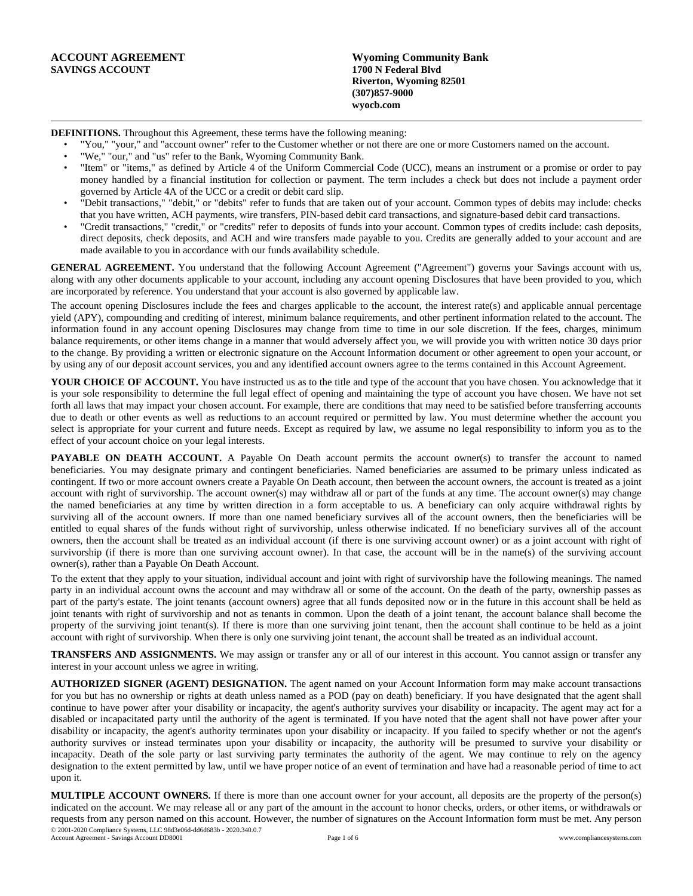**ACCOUNT AGREEMENT**
**SAVINGS ACCOUNT**

**Wyoming Community Bank**
**1700 N Federal Blvd**
**Riverton, Wyoming 82501**
**(307)857-9000**
**wyocb.com**

---

**DEFINITIONS.** Throughout this Agreement, these terms have the following meaning:

- "You," "your," and "account owner" refer to the Customer whether or not there are one or more Customers named on the account.
- "We," "our," and "us" refer to the Bank, Wyoming Community Bank.
- "Item" or "items," as defined by Article 4 of the Uniform Commercial Code (UCC), means an instrument or a promise or order to pay money handled by a financial institution for collection or payment. The term includes a check but does not include a payment order governed by Article 4A of the UCC or a credit or debit card slip.
- "Debit transactions," "debit," or "debits" refer to funds that are taken out of your account. Common types of debits may include: checks that you have written, ACH payments, wire transfers, PIN-based debit card transactions, and signature-based debit card transactions.
- "Credit transactions," "credit," or "credits" refer to deposits of funds into your account. Common types of credits include: cash deposits, direct deposits, check deposits, and ACH and wire transfers made payable to you. Credits are generally added to your account and are made available to you in accordance with our funds availability schedule.

**GENERAL AGREEMENT.** You understand that the following Account Agreement ("Agreement") governs your Savings account with us, along with any other documents applicable to your account, including any account opening Disclosures that have been provided to you, which are incorporated by reference. You understand that your account is also governed by applicable law.

The account opening Disclosures include the fees and charges applicable to the account, the interest rate(s) and applicable annual percentage yield (APY), compounding and crediting of interest, minimum balance requirements, and other pertinent information related to the account. The information found in any account opening Disclosures may change from time to time in our sole discretion. If the fees, charges, minimum balance requirements, or other items change in a manner that would adversely affect you, we will provide you with written notice 30 days prior to the change. By providing a written or electronic signature on the Account Information document or other agreement to open your account, or by using any of our deposit account services, you and any identified account owners agree to the terms contained in this Account Agreement.

**YOUR CHOICE OF ACCOUNT.** You have instructed us as to the title and type of the account that you have chosen. You acknowledge that it is your sole responsibility to determine the full legal effect of opening and maintaining the type of account you have chosen. We have not set forth all laws that may impact your chosen account. For example, there are conditions that may need to be satisfied before transferring accounts due to death or other events as well as reductions to an account required or permitted by law. You must determine whether the account you select is appropriate for your current and future needs. Except as required by law, we assume no legal responsibility to inform you as to the effect of your account choice on your legal interests.

**PAYABLE ON DEATH ACCOUNT.** A Payable On Death account permits the account owner(s) to transfer the account to named beneficiaries. You may designate primary and contingent beneficiaries. Named beneficiaries are assumed to be primary unless indicated as contingent. If two or more account owners create a Payable On Death account, then between the account owners, the account is treated as a joint account with right of survivorship. The account owner(s) may withdraw all or part of the funds at any time. The account owner(s) may change the named beneficiaries at any time by written direction in a form acceptable to us. A beneficiary can only acquire withdrawal rights by surviving all of the account owners. If more than one named beneficiary survives all of the account owners, then the beneficiaries will be entitled to equal shares of the funds without right of survivorship, unless otherwise indicated. If no beneficiary survives all of the account owners, then the account shall be treated as an individual account (if there is one surviving account owner) or as a joint account with right of survivorship (if there is more than one surviving account owner). In that case, the account will be in the name(s) of the surviving account owner(s), rather than a Payable On Death Account.

To the extent that they apply to your situation, individual account and joint with right of survivorship have the following meanings. The named party in an individual account owns the account and may withdraw all or some of the account. On the death of the party, ownership passes as part of the party's estate. The joint tenants (account owners) agree that all funds deposited now or in the future in this account shall be held as joint tenants with right of survivorship and not as tenants in common. Upon the death of a joint tenant, the account balance shall become the property of the surviving joint tenant(s). If there is more than one surviving joint tenant, then the account shall continue to be held as a joint account with right of survivorship. When there is only one surviving joint tenant, the account shall be treated as an individual account.

**TRANSFERS AND ASSIGNMENTS.** We may assign or transfer any or all of our interest in this account. You cannot assign or transfer any interest in your account unless we agree in writing.

**AUTHORIZED SIGNER (AGENT) DESIGNATION.** The agent named on your Account Information form may make account transactions for you but has no ownership or rights at death unless named as a POD (pay on death) beneficiary. If you have designated that the agent shall continue to have power after your disability or incapacity, the agent's authority survives your disability or incapacity. The agent may act for a disabled or incapacitated party until the authority of the agent is terminated. If you have noted that the agent shall not have power after your disability or incapacity, the agent's authority terminates upon your disability or incapacity. If you failed to specify whether or not the agent's authority survives or instead terminates upon your disability or incapacity, the authority will be presumed to survive your disability or incapacity. Death of the sole party or last surviving party terminates the authority of the agent. We may continue to rely on the agency designation to the extent permitted by law, until we have proper notice of an event of termination and have had a reasonable period of time to act upon it.

**MULTIPLE ACCOUNT OWNERS.** If there is more than one account owner for your account, all deposits are the property of the person(s) indicated on the account. We may release all or any part of the amount in the account to honor checks, orders, or other items, or withdrawals or requests from any person named on this account. However, the number of signatures on the Account Information form must be met. Any person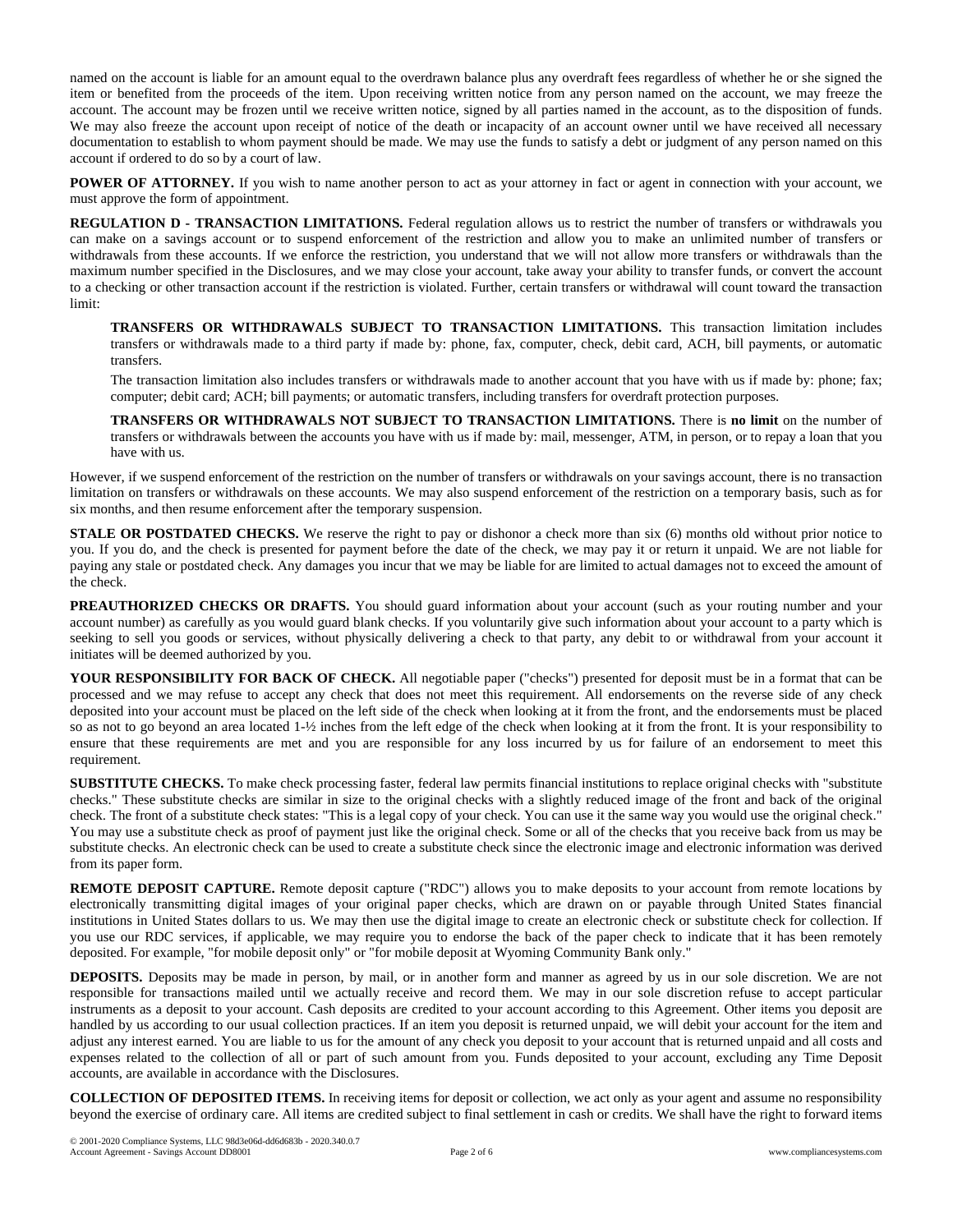named on the account is liable for an amount equal to the overdrawn balance plus any overdraft fees regardless of whether he or she signed the item or benefited from the proceeds of the item. Upon receiving written notice from any person named on the account, we may freeze the account. The account may be frozen until we receive written notice, signed by all parties named in the account, as to the disposition of funds. We may also freeze the account upon receipt of notice of the death or incapacity of an account owner until we have received all necessary documentation to establish to whom payment should be made. We may use the funds to satisfy a debt or judgment of any person named on this account if ordered to do so by a court of law.

**POWER OF ATTORNEY.** If you wish to name another person to act as your attorney in fact or agent in connection with your account, we must approve the form of appointment.

**REGULATION D - TRANSACTION LIMITATIONS.** Federal regulation allows us to restrict the number of transfers or withdrawals you can make on a savings account or to suspend enforcement of the restriction and allow you to make an unlimited number of transfers or withdrawals from these accounts. If we enforce the restriction, you understand that we will not allow more transfers or withdrawals than the maximum number specified in the Disclosures, and we may close your account, take away your ability to transfer funds, or convert the account to a checking or other transaction account if the restriction is violated. Further, certain transfers or withdrawal will count toward the transaction limit:

> **TRANSFERS OR WITHDRAWALS SUBJECT TO TRANSACTION LIMITATIONS.** This transaction limitation includes transfers or withdrawals made to a third party if made by: phone, fax, computer, check, debit card, ACH, bill payments, or automatic transfers.
>
> The transaction limitation also includes transfers or withdrawals made to another account that you have with us if made by: phone; fax; computer; debit card; ACH; bill payments; or automatic transfers, including transfers for overdraft protection purposes.
>
> **TRANSFERS OR WITHDRAWALS NOT SUBJECT TO TRANSACTION LIMITATIONS.** There is **no limit** on the number of transfers or withdrawals between the accounts you have with us if made by: mail, messenger, ATM, in person, or to repay a loan that you have with us.

However, if we suspend enforcement of the restriction on the number of transfers or withdrawals on your savings account, there is no transaction limitation on transfers or withdrawals on these accounts. We may also suspend enforcement of the restriction on a temporary basis, such as for six months, and then resume enforcement after the temporary suspension.

**STALE OR POSTDATED CHECKS.** We reserve the right to pay or dishonor a check more than six (6) months old without prior notice to you. If you do, and the check is presented for payment before the date of the check, we may pay it or return it unpaid. We are not liable for paying any stale or postdated check. Any damages you incur that we may be liable for are limited to actual damages not to exceed the amount of the check.

**PREAUTHORIZED CHECKS OR DRAFTS.** You should guard information about your account (such as your routing number and your account number) as carefully as you would guard blank checks. If you voluntarily give such information about your account to a party which is seeking to sell you goods or services, without physically delivering a check to that party, any debit to or withdrawal from your account it initiates will be deemed authorized by you.

**YOUR RESPONSIBILITY FOR BACK OF CHECK.** All negotiable paper ("checks") presented for deposit must be in a format that can be processed and we may refuse to accept any check that does not meet this requirement. All endorsements on the reverse side of any check deposited into your account must be placed on the left side of the check when looking at it from the front, and the endorsements must be placed so as not to go beyond an area located 1-½ inches from the left edge of the check when looking at it from the front. It is your responsibility to ensure that these requirements are met and you are responsible for any loss incurred by us for failure of an endorsement to meet this requirement.

**SUBSTITUTE CHECKS.** To make check processing faster, federal law permits financial institutions to replace original checks with "substitute checks." These substitute checks are similar in size to the original checks with a slightly reduced image of the front and back of the original check. The front of a substitute check states: "This is a legal copy of your check. You can use it the same way you would use the original check." You may use a substitute check as proof of payment just like the original check. Some or all of the checks that you receive back from us may be substitute checks. An electronic check can be used to create a substitute check since the electronic image and electronic information was derived from its paper form.

**REMOTE DEPOSIT CAPTURE.** Remote deposit capture ("RDC") allows you to make deposits to your account from remote locations by electronically transmitting digital images of your original paper checks, which are drawn on or payable through United States financial institutions in United States dollars to us. We may then use the digital image to create an electronic check or substitute check for collection. If you use our RDC services, if applicable, we may require you to endorse the back of the paper check to indicate that it has been remotely deposited. For example, "for mobile deposit only" or "for mobile deposit at Wyoming Community Bank only."

**DEPOSITS.** Deposits may be made in person, by mail, or in another form and manner as agreed by us in our sole discretion. We are not responsible for transactions mailed until we actually receive and record them. We may in our sole discretion refuse to accept particular instruments as a deposit to your account. Cash deposits are credited to your account according to this Agreement. Other items you deposit are handled by us according to our usual collection practices. If an item you deposit is returned unpaid, we will debit your account for the item and adjust any interest earned. You are liable to us for the amount of any check you deposit to your account that is returned unpaid and all costs and expenses related to the collection of all or part of such amount from you. Funds deposited to your account, excluding any Time Deposit accounts, are available in accordance with the Disclosures.

**COLLECTION OF DEPOSITED ITEMS.** In receiving items for deposit or collection, we act only as your agent and assume no responsibility beyond the exercise of ordinary care. All items are credited subject to final settlement in cash or credits. We shall have the right to forward items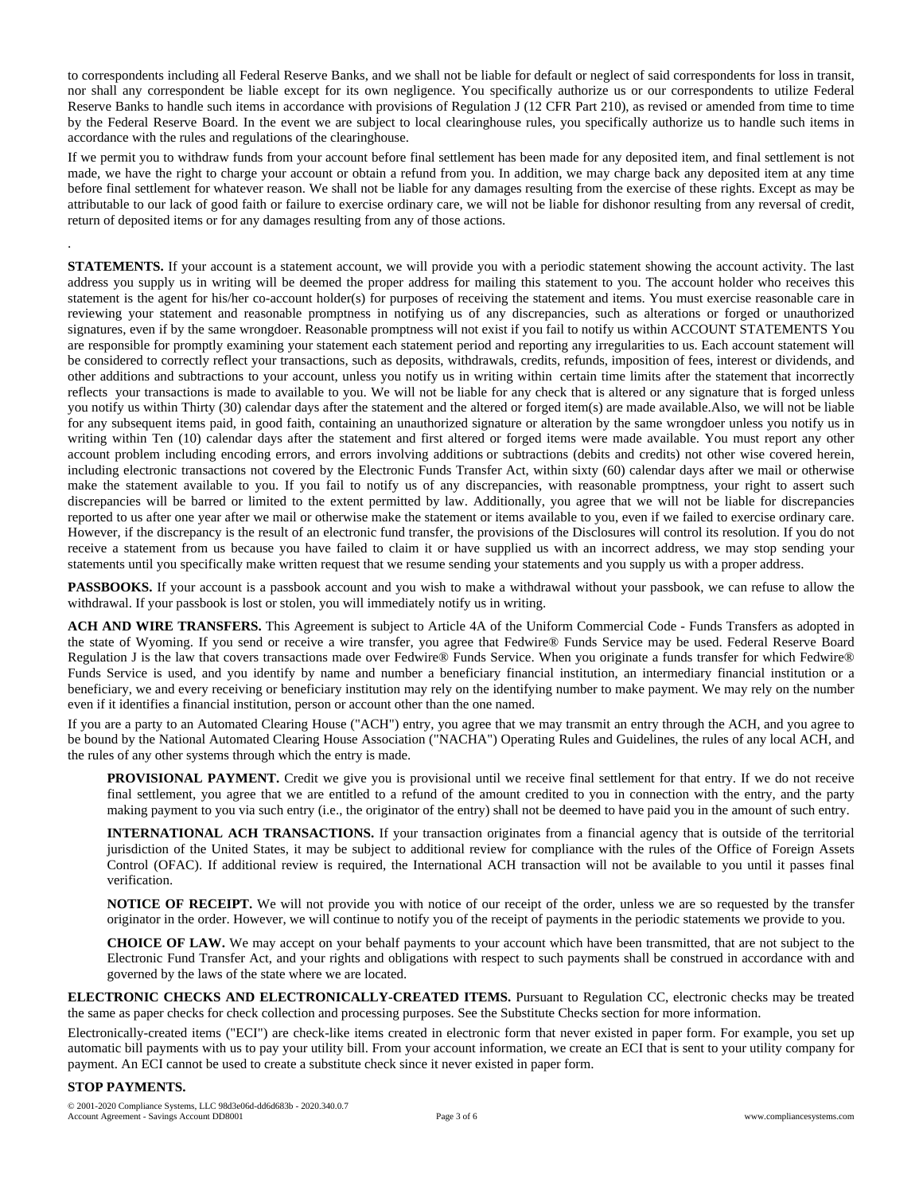to correspondents including all Federal Reserve Banks, and we shall not be liable for default or neglect of said correspondents for loss in transit, nor shall any correspondent be liable except for its own negligence. You specifically authorize us or our correspondents to utilize Federal Reserve Banks to handle such items in accordance with provisions of Regulation J (12 CFR Part 210), as revised or amended from time to time by the Federal Reserve Board. In the event we are subject to local clearinghouse rules, you specifically authorize us to handle such items in accordance with the rules and regulations of the clearinghouse.

If we permit you to withdraw funds from your account before final settlement has been made for any deposited item, and final settlement is not made, we have the right to charge your account or obtain a refund from you. In addition, we may charge back any deposited item at any time before final settlement for whatever reason. We shall not be liable for any damages resulting from the exercise of these rights. Except as may be attributable to our lack of good faith or failure to exercise ordinary care, we will not be liable for dishonor resulting from any reversal of credit, return of deposited items or for any damages resulting from any of those actions.

.

**STATEMENTS.** If your account is a statement account, we will provide you with a periodic statement showing the account activity. The last address you supply us in writing will be deemed the proper address for mailing this statement to you. The account holder who receives this statement is the agent for his/her co-account holder(s) for purposes of receiving the statement and items. You must exercise reasonable care in reviewing your statement and reasonable promptness in notifying us of any discrepancies, such as alterations or forged or unauthorized signatures, even if by the same wrongdoer. Reasonable promptness will not exist if you fail to notify us within ACCOUNT STATEMENTS You are responsible for promptly examining your statement each statement period and reporting any irregularities to us. Each account statement will be considered to correctly reflect your transactions, such as deposits, withdrawals, credits, refunds, imposition of fees, interest or dividends, and other additions and subtractions to your account, unless you notify us in writing within certain time limits after the statement that incorrectly reflects your transactions is made to available to you. We will not be liable for any check that is altered or any signature that is forged unless you notify us within Thirty (30) calendar days after the statement and the altered or forged item(s) are made available.Also, we will not be liable for any subsequent items paid, in good faith, containing an unauthorized signature or alteration by the same wrongdoer unless you notify us in writing within Ten (10) calendar days after the statement and first altered or forged items were made available. You must report any other account problem including encoding errors, and errors involving additions or subtractions (debits and credits) not other wise covered herein, including electronic transactions not covered by the Electronic Funds Transfer Act, within sixty (60) calendar days after we mail or otherwise make the statement available to you. If you fail to notify us of any discrepancies, with reasonable promptness, your right to assert such discrepancies will be barred or limited to the extent permitted by law. Additionally, you agree that we will not be liable for discrepancies reported to us after one year after we mail or otherwise make the statement or items available to you, even if we failed to exercise ordinary care. However, if the discrepancy is the result of an electronic fund transfer, the provisions of the Disclosures will control its resolution. If you do not receive a statement from us because you have failed to claim it or have supplied us with an incorrect address, we may stop sending your statements until you specifically make written request that we resume sending your statements and you supply us with a proper address.

**PASSBOOKS.** If your account is a passbook account and you wish to make a withdrawal without your passbook, we can refuse to allow the withdrawal. If your passbook is lost or stolen, you will immediately notify us in writing.

**ACH AND WIRE TRANSFERS.** This Agreement is subject to Article 4A of the Uniform Commercial Code - Funds Transfers as adopted in the state of Wyoming. If you send or receive a wire transfer, you agree that Fedwire® Funds Service may be used. Federal Reserve Board Regulation J is the law that covers transactions made over Fedwire® Funds Service. When you originate a funds transfer for which Fedwire® Funds Service is used, and you identify by name and number a beneficiary financial institution, an intermediary financial institution or a beneficiary, we and every receiving or beneficiary institution may rely on the identifying number to make payment. We may rely on the number even if it identifies a financial institution, person or account other than the one named.

If you are a party to an Automated Clearing House ("ACH") entry, you agree that we may transmit an entry through the ACH, and you agree to be bound by the National Automated Clearing House Association ("NACHA") Operating Rules and Guidelines, the rules of any local ACH, and the rules of any other systems through which the entry is made.

> **PROVISIONAL PAYMENT.** Credit we give you is provisional until we receive final settlement for that entry. If we do not receive final settlement, you agree that we are entitled to a refund of the amount credited to you in connection with the entry, and the party making payment to you via such entry (i.e., the originator of the entry) shall not be deemed to have paid you in the amount of such entry.
>
> **INTERNATIONAL ACH TRANSACTIONS.** If your transaction originates from a financial agency that is outside of the territorial jurisdiction of the United States, it may be subject to additional review for compliance with the rules of the Office of Foreign Assets Control (OFAC). If additional review is required, the International ACH transaction will not be available to you until it passes final verification.
>
> **NOTICE OF RECEIPT.** We will not provide you with notice of our receipt of the order, unless we are so requested by the transfer originator in the order. However, we will continue to notify you of the receipt of payments in the periodic statements we provide to you.
>
> **CHOICE OF LAW.** We may accept on your behalf payments to your account which have been transmitted, that are not subject to the Electronic Fund Transfer Act, and your rights and obligations with respect to such payments shall be construed in accordance with and governed by the laws of the state where we are located.

**ELECTRONIC CHECKS AND ELECTRONICALLY-CREATED ITEMS.** Pursuant to Regulation CC, electronic checks may be treated the same as paper checks for check collection and processing purposes. See the Substitute Checks section for more information.

Electronically-created items ("ECI") are check-like items created in electronic form that never existed in paper form. For example, you set up automatic bill payments with us to pay your utility bill. From your account information, we create an ECI that is sent to your utility company for payment. An ECI cannot be used to create a substitute check since it never existed in paper form.

**STOP PAYMENTS.**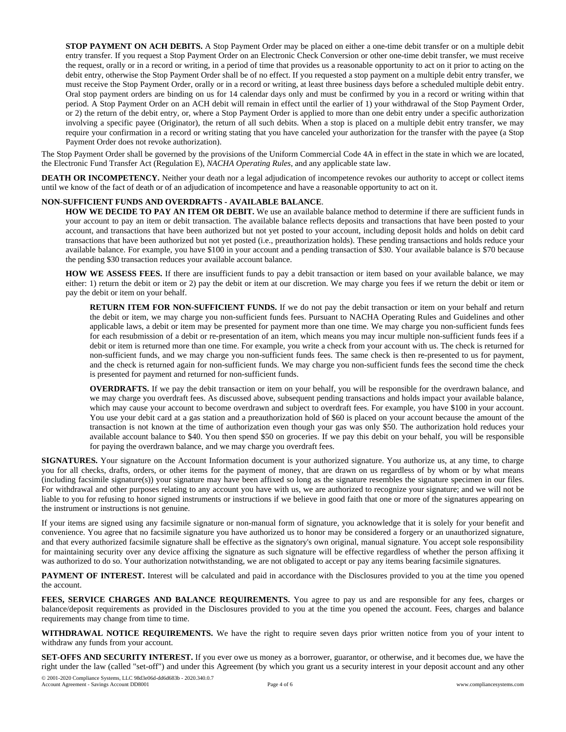**STOP PAYMENT ON ACH DEBITS.** A Stop Payment Order may be placed on either a one-time debit transfer or on a multiple debit entry transfer. If you request a Stop Payment Order on an Electronic Check Conversion or other one-time debit transfer, we must receive the request, orally or in a record or writing, in a period of time that provides us a reasonable opportunity to act on it prior to acting on the debit entry, otherwise the Stop Payment Order shall be of no effect. If you requested a stop payment on a multiple debit entry transfer, we must receive the Stop Payment Order, orally or in a record or writing, at least three business days before a scheduled multiple debit entry. Oral stop payment orders are binding on us for 14 calendar days only and must be confirmed by you in a record or writing within that period. A Stop Payment Order on an ACH debit will remain in effect until the earlier of 1) your withdrawal of the Stop Payment Order, or 2) the return of the debit entry, or, where a Stop Payment Order is applied to more than one debit entry under a specific authorization involving a specific payee (Originator), the return of all such debits. When a stop is placed on a multiple debit entry transfer, we may require your confirmation in a record or writing stating that you have canceled your authorization for the transfer with the payee (a Stop Payment Order does not revoke authorization).

The Stop Payment Order shall be governed by the provisions of the Uniform Commercial Code 4A in effect in the state in which we are located, the Electronic Fund Transfer Act (Regulation E), *NACHA Operating Rules*, and any applicable state law.

**DEATH OR INCOMPETENCY.** Neither your death nor a legal adjudication of incompetence revokes our authority to accept or collect items until we know of the fact of death or of an adjudication of incompetence and have a reasonable opportunity to act on it.

**NON-SUFFICIENT FUNDS AND OVERDRAFTS - AVAILABLE BALANCE**.

**HOW WE DECIDE TO PAY AN ITEM OR DEBIT.** We use an available balance method to determine if there are sufficient funds in your account to pay an item or debit transaction. The available balance reflects deposits and transactions that have been posted to your account, and transactions that have been authorized but not yet posted to your account, including deposit holds and holds on debit card transactions that have been authorized but not yet posted (i.e., preauthorization holds). These pending transactions and holds reduce your available balance. For example, you have $100 in your account and a pending transaction of $30. Your available balance is $70 because the pending $30 transaction reduces your available account balance.

**HOW WE ASSESS FEES.** If there are insufficient funds to pay a debit transaction or item based on your available balance, we may either: 1) return the debit or item or 2) pay the debit or item at our discretion. We may charge you fees if we return the debit or item or pay the debit or item on your behalf.

**RETURN ITEM FOR NON-SUFFICIENT FUNDS.** If we do not pay the debit transaction or item on your behalf and return the debit or item, we may charge you non-sufficient funds fees. Pursuant to NACHA Operating Rules and Guidelines and other applicable laws, a debit or item may be presented for payment more than one time. We may charge you non-sufficient funds fees for each resubmission of a debit or re-presentation of an item, which means you may incur multiple non-sufficient funds fees if a debit or item is returned more than one time. For example, you write a check from your account with us. The check is returned for non-sufficient funds, and we may charge you non-sufficient funds fees. The same check is then re-presented to us for payment, and the check is returned again for non-sufficient funds. We may charge you non-sufficient funds fees the second time the check is presented for payment and returned for non-sufficient funds.

**OVERDRAFTS.** If we pay the debit transaction or item on your behalf, you will be responsible for the overdrawn balance, and we may charge you overdraft fees. As discussed above, subsequent pending transactions and holds impact your available balance, which may cause your account to become overdrawn and subject to overdraft fees. For example, you have $100 in your account. You use your debit card at a gas station and a preauthorization hold of $60 is placed on your account because the amount of the transaction is not known at the time of authorization even though your gas was only $50. The authorization hold reduces your available account balance to $40. You then spend $50 on groceries. If we pay this debit on your behalf, you will be responsible for paying the overdrawn balance, and we may charge you overdraft fees.

**SIGNATURES.** Your signature on the Account Information document is your authorized signature. You authorize us, at any time, to charge you for all checks, drafts, orders, or other items for the payment of money, that are drawn on us regardless of by whom or by what means (including facsimile signature(s)) your signature may have been affixed so long as the signature resembles the signature specimen in our files. For withdrawal and other purposes relating to any account you have with us, we are authorized to recognize your signature; and we will not be liable to you for refusing to honor signed instruments or instructions if we believe in good faith that one or more of the signatures appearing on the instrument or instructions is not genuine.

If your items are signed using any facsimile signature or non-manual form of signature, you acknowledge that it is solely for your benefit and convenience. You agree that no facsimile signature you have authorized us to honor may be considered a forgery or an unauthorized signature, and that every authorized facsimile signature shall be effective as the signatory's own original, manual signature. You accept sole responsibility for maintaining security over any device affixing the signature as such signature will be effective regardless of whether the person affixing it was authorized to do so. Your authorization notwithstanding, we are not obligated to accept or pay any items bearing facsimile signatures.

**PAYMENT OF INTEREST.** Interest will be calculated and paid in accordance with the Disclosures provided to you at the time you opened the account.

**FEES, SERVICE CHARGES AND BALANCE REQUIREMENTS.** You agree to pay us and are responsible for any fees, charges or balance/deposit requirements as provided in the Disclosures provided to you at the time you opened the account. Fees, charges and balance requirements may change from time to time.

**WITHDRAWAL NOTICE REQUIREMENTS.** We have the right to require seven days prior written notice from you of your intent to withdraw any funds from your account.

**SET-OFFS AND SECURITY INTEREST.** If you ever owe us money as a borrower, guarantor, or otherwise, and it becomes due, we have the right under the law (called "set-off") and under this Agreement (by which you grant us a security interest in your deposit account and any other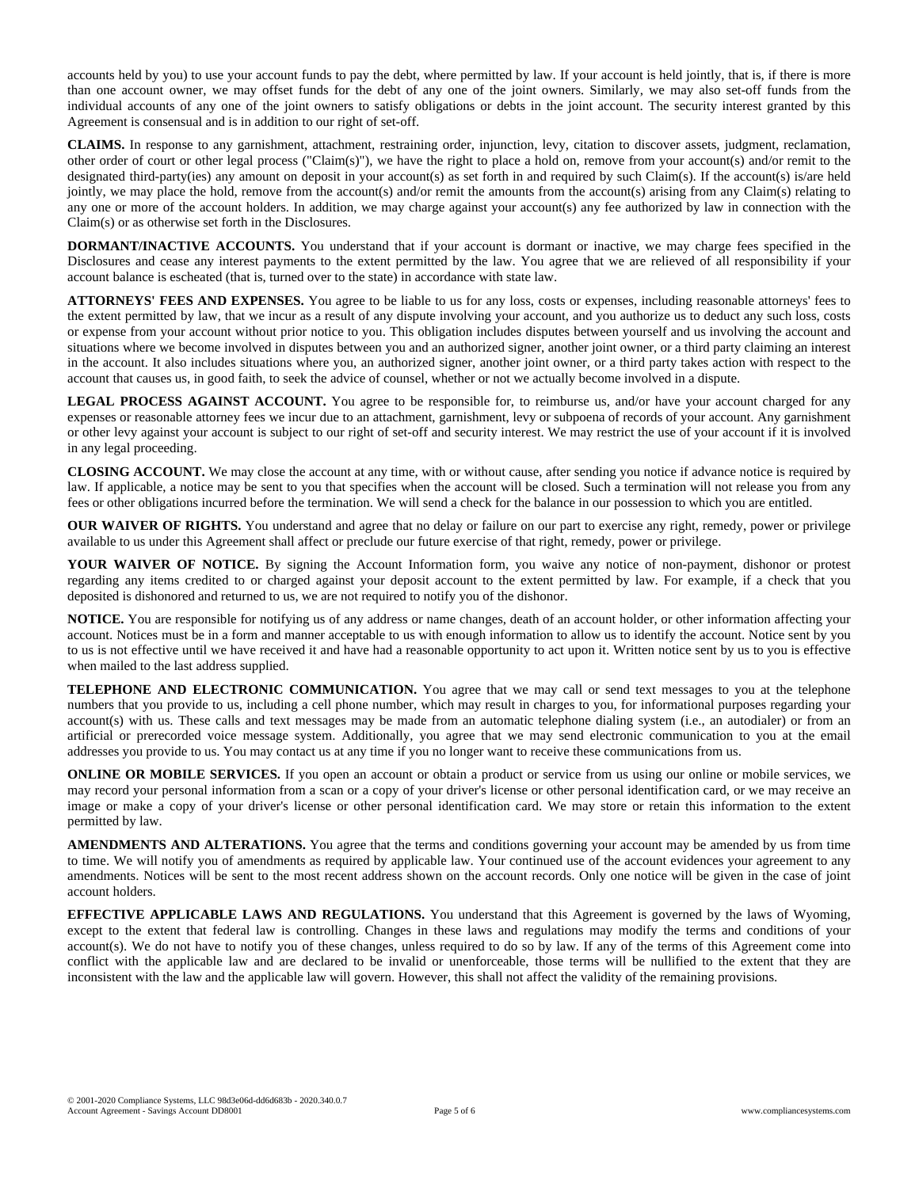accounts held by you) to use your account funds to pay the debt, where permitted by law. If your account is held jointly, that is, if there is more than one account owner, we may offset funds for the debt of any one of the joint owners. Similarly, we may also set-off funds from the individual accounts of any one of the joint owners to satisfy obligations or debts in the joint account. The security interest granted by this Agreement is consensual and is in addition to our right of set-off.

**CLAIMS.** In response to any garnishment, attachment, restraining order, injunction, levy, citation to discover assets, judgment, reclamation, other order of court or other legal process ("Claim(s)"), we have the right to place a hold on, remove from your account(s) and/or remit to the designated third-party(ies) any amount on deposit in your account(s) as set forth in and required by such Claim(s). If the account(s) is/are held jointly, we may place the hold, remove from the account(s) and/or remit the amounts from the account(s) arising from any Claim(s) relating to any one or more of the account holders. In addition, we may charge against your account(s) any fee authorized by law in connection with the Claim(s) or as otherwise set forth in the Disclosures.

**DORMANT/INACTIVE ACCOUNTS.** You understand that if your account is dormant or inactive, we may charge fees specified in the Disclosures and cease any interest payments to the extent permitted by the law. You agree that we are relieved of all responsibility if your account balance is escheated (that is, turned over to the state) in accordance with state law.

**ATTORNEYS' FEES AND EXPENSES.** You agree to be liable to us for any loss, costs or expenses, including reasonable attorneys' fees to the extent permitted by law, that we incur as a result of any dispute involving your account, and you authorize us to deduct any such loss, costs or expense from your account without prior notice to you. This obligation includes disputes between yourself and us involving the account and situations where we become involved in disputes between you and an authorized signer, another joint owner, or a third party claiming an interest in the account. It also includes situations where you, an authorized signer, another joint owner, or a third party takes action with respect to the account that causes us, in good faith, to seek the advice of counsel, whether or not we actually become involved in a dispute.

**LEGAL PROCESS AGAINST ACCOUNT.** You agree to be responsible for, to reimburse us, and/or have your account charged for any expenses or reasonable attorney fees we incur due to an attachment, garnishment, levy or subpoena of records of your account. Any garnishment or other levy against your account is subject to our right of set-off and security interest. We may restrict the use of your account if it is involved in any legal proceeding.

**CLOSING ACCOUNT.** We may close the account at any time, with or without cause, after sending you notice if advance notice is required by law. If applicable, a notice may be sent to you that specifies when the account will be closed. Such a termination will not release you from any fees or other obligations incurred before the termination. We will send a check for the balance in our possession to which you are entitled.

**OUR WAIVER OF RIGHTS.** You understand and agree that no delay or failure on our part to exercise any right, remedy, power or privilege available to us under this Agreement shall affect or preclude our future exercise of that right, remedy, power or privilege.

**YOUR WAIVER OF NOTICE.** By signing the Account Information form, you waive any notice of non-payment, dishonor or protest regarding any items credited to or charged against your deposit account to the extent permitted by law. For example, if a check that you deposited is dishonored and returned to us, we are not required to notify you of the dishonor.

**NOTICE.** You are responsible for notifying us of any address or name changes, death of an account holder, or other information affecting your account. Notices must be in a form and manner acceptable to us with enough information to allow us to identify the account. Notice sent by you to us is not effective until we have received it and have had a reasonable opportunity to act upon it. Written notice sent by us to you is effective when mailed to the last address supplied.

**TELEPHONE AND ELECTRONIC COMMUNICATION.** You agree that we may call or send text messages to you at the telephone numbers that you provide to us, including a cell phone number, which may result in charges to you, for informational purposes regarding your account(s) with us. These calls and text messages may be made from an automatic telephone dialing system (i.e., an autodialer) or from an artificial or prerecorded voice message system. Additionally, you agree that we may send electronic communication to you at the email addresses you provide to us. You may contact us at any time if you no longer want to receive these communications from us.

**ONLINE OR MOBILE SERVICES.** If you open an account or obtain a product or service from us using our online or mobile services, we may record your personal information from a scan or a copy of your driver's license or other personal identification card, or we may receive an image or make a copy of your driver's license or other personal identification card. We may store or retain this information to the extent permitted by law.

**AMENDMENTS AND ALTERATIONS.** You agree that the terms and conditions governing your account may be amended by us from time to time. We will notify you of amendments as required by applicable law. Your continued use of the account evidences your agreement to any amendments. Notices will be sent to the most recent address shown on the account records. Only one notice will be given in the case of joint account holders.

**EFFECTIVE APPLICABLE LAWS AND REGULATIONS.** You understand that this Agreement is governed by the laws of Wyoming, except to the extent that federal law is controlling. Changes in these laws and regulations may modify the terms and conditions of your account(s). We do not have to notify you of these changes, unless required to do so by law. If any of the terms of this Agreement come into conflict with the applicable law and are declared to be invalid or unenforceable, those terms will be nullified to the extent that they are inconsistent with the law and the applicable law will govern. However, this shall not affect the validity of the remaining provisions.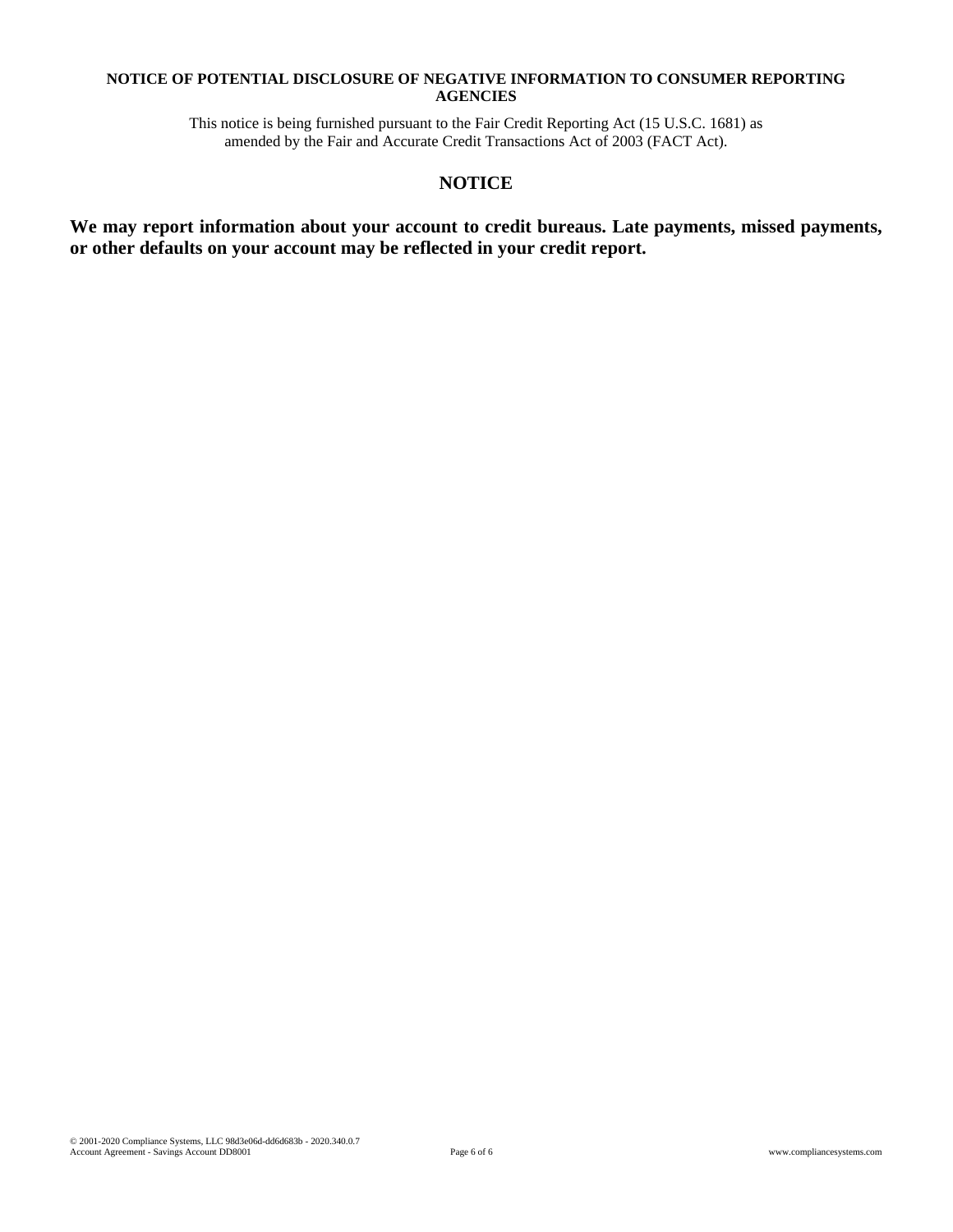**NOTICE OF POTENTIAL DISCLOSURE OF NEGATIVE INFORMATION TO CONSUMER REPORTING AGENCIES**

This notice is being furnished pursuant to the Fair Credit Reporting Act (15 U.S.C. 1681) as amended by the Fair and Accurate Credit Transactions Act of 2003 (FACT Act).

## NOTICE

**We may report information about your account to credit bureaus. Late payments, missed payments, or other defaults on your account may be reflected in your credit report.**